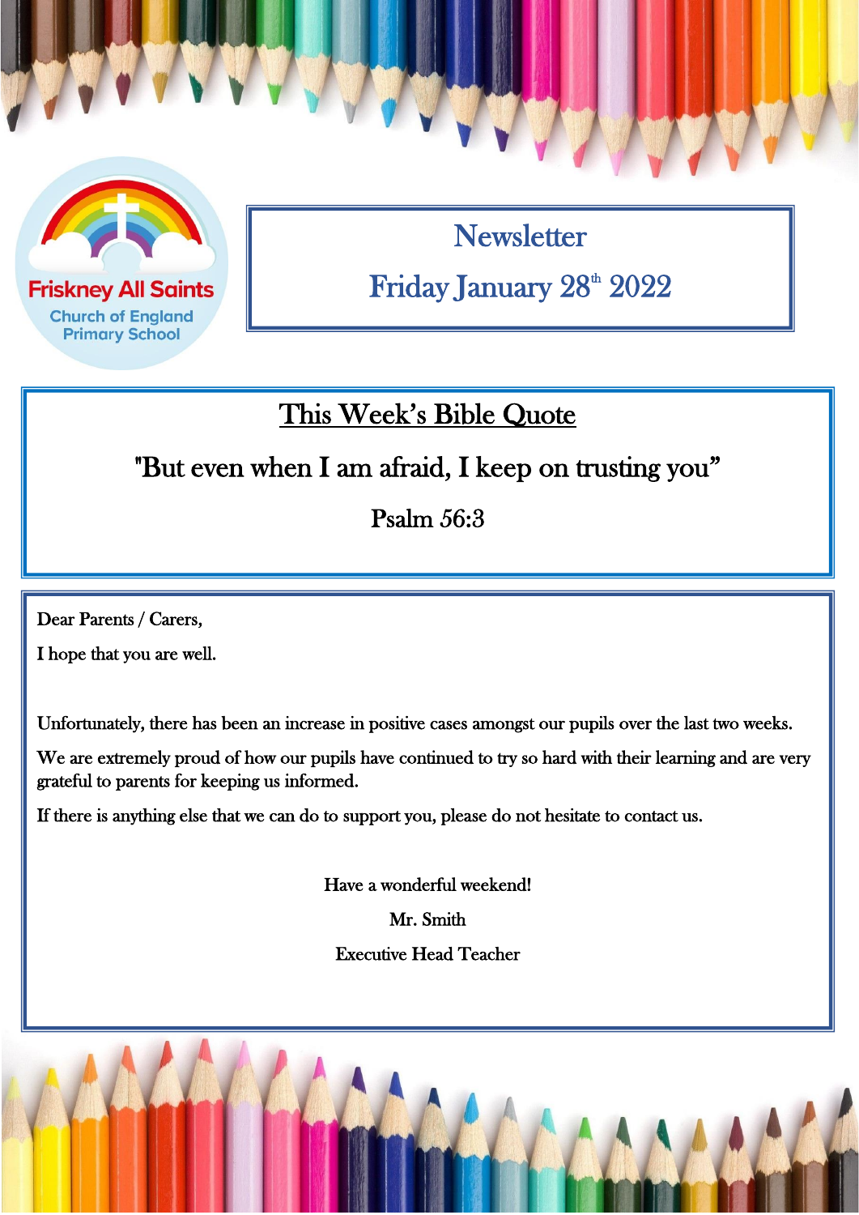Friskney All Saints
Church of England
Primary School

# Newsletter

# Friday January 28th 2022

## This Week's Bible Quote

"But even when I am afraid, I keep on trusting you"

Psalm 56:3

Dear Parents / Carers,

I hope that you are well.

Unfortunately, there has been an increase in positive cases amongst our pupils over the last two weeks.

We are extremely proud of how our pupils have continued to try so hard with their learning and are very grateful to parents for keeping us informed.

If there is anything else that we can do to support you, please do not hesitate to contact us.

Have a wonderful weekend!

Mr. Smith

Executive Head Teacher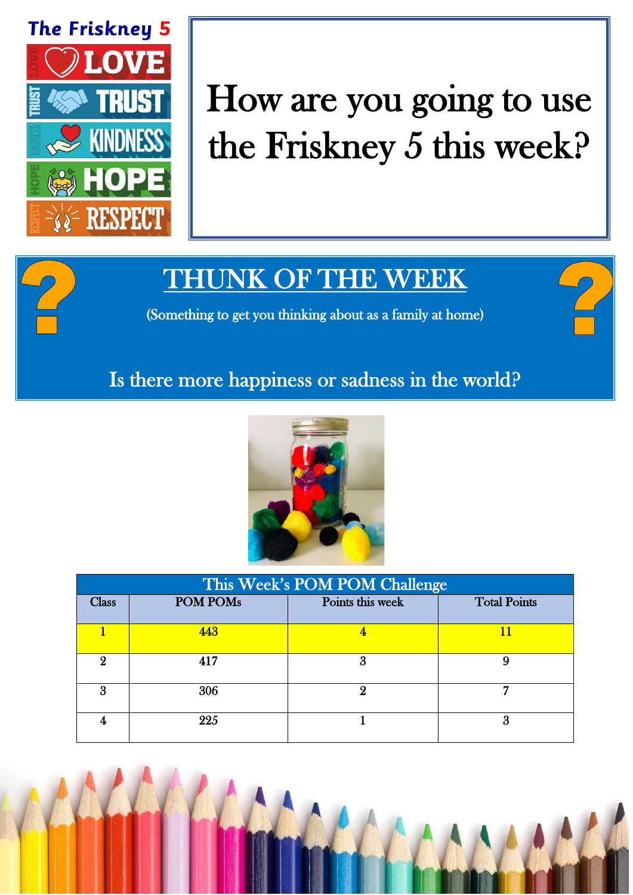## The Friskney 5

- LOVE
- TRUST
- KINDNESS
- HOPE
- RESPECT

# How are you going to use the Friskney 5 this week?

## THUNK OF THE WEEK

(Something to get you thinking about as a family at home)

Is there more happiness or sadness in the world?

| This Week's POM POM Challenge | | | |
|---|---|---|---|
| Class | POM POMs | Points this week | Total Points |
| 1 | 443 | 4 | 11 |
| 2 | 417 | 3 | 9 |
| 3 | 306 | 2 | 7 |
| 4 | 225 | 1 | 3 |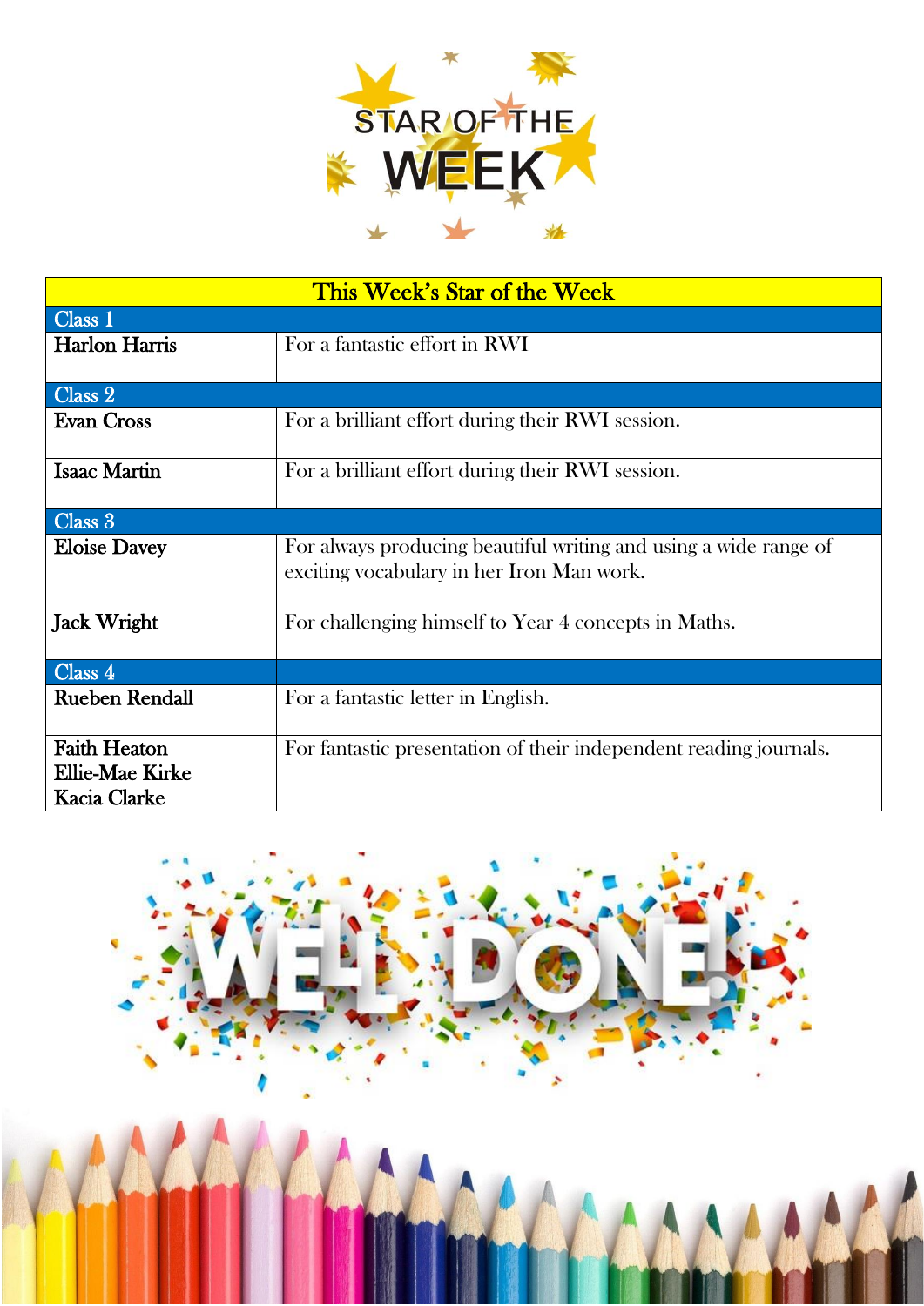# STAR OF THE WEEK

| This Week's Star of the Week | |
|---|---|
| **Class 1** | |
| **Harlon Harris** | For a fantastic effort in RWI |
| **Class 2** | |
| **Evan Cross** | For a brilliant effort during their RWI session. |
| **Isaac Martin** | For a brilliant effort during their RWI session. |
| **Class 3** | |
| **Eloise Davey** | For always producing beautiful writing and using a wide range of exciting vocabulary in her Iron Man work. |
| **Jack Wright** | For challenging himself to Year 4 concepts in Maths. |
| **Class 4** | |
| **Rueben Rendall** | For a fantastic letter in English. |
| **Faith Heaton**<br>**Ellie-Mae Kirke**<br>**Kacia Clarke** | For fantastic presentation of their independent reading journals. |

WELL DONE!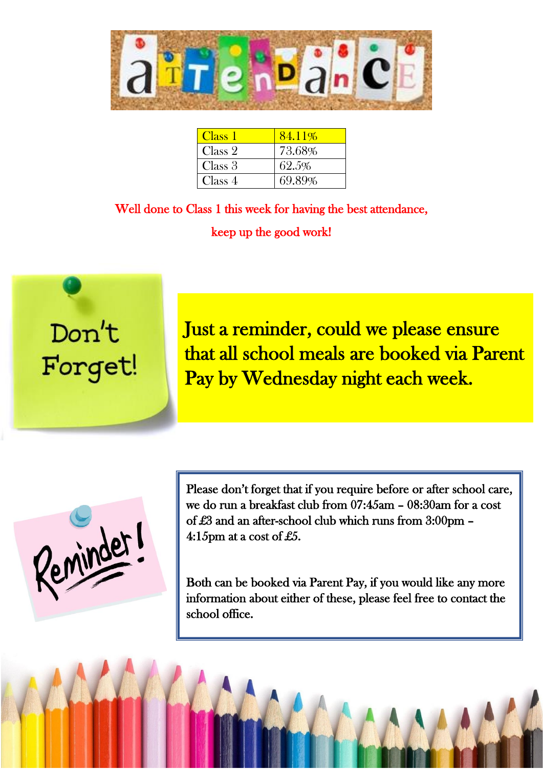# Attendance

| | |
|---|---|
| Class 1 | 84.11% |
| Class 2 | 73.68% |
| Class 3 | 62.5% |
| Class 4 | 69.89% |

Well done to Class 1 this week for having the best attendance,

keep up the good work!

Don't Forget!

Just a reminder, could we please ensure that all school meals are booked via Parent Pay by Wednesday night each week.

Reminder!

Please don't forget that if you require before or after school care, we do run a breakfast club from 07:45am – 08:30am for a cost of £3 and an after-school club which runs from 3:00pm – 4:15pm at a cost of £5.

Both can be booked via Parent Pay, if you would like any more information about either of these, please feel free to contact the school office.